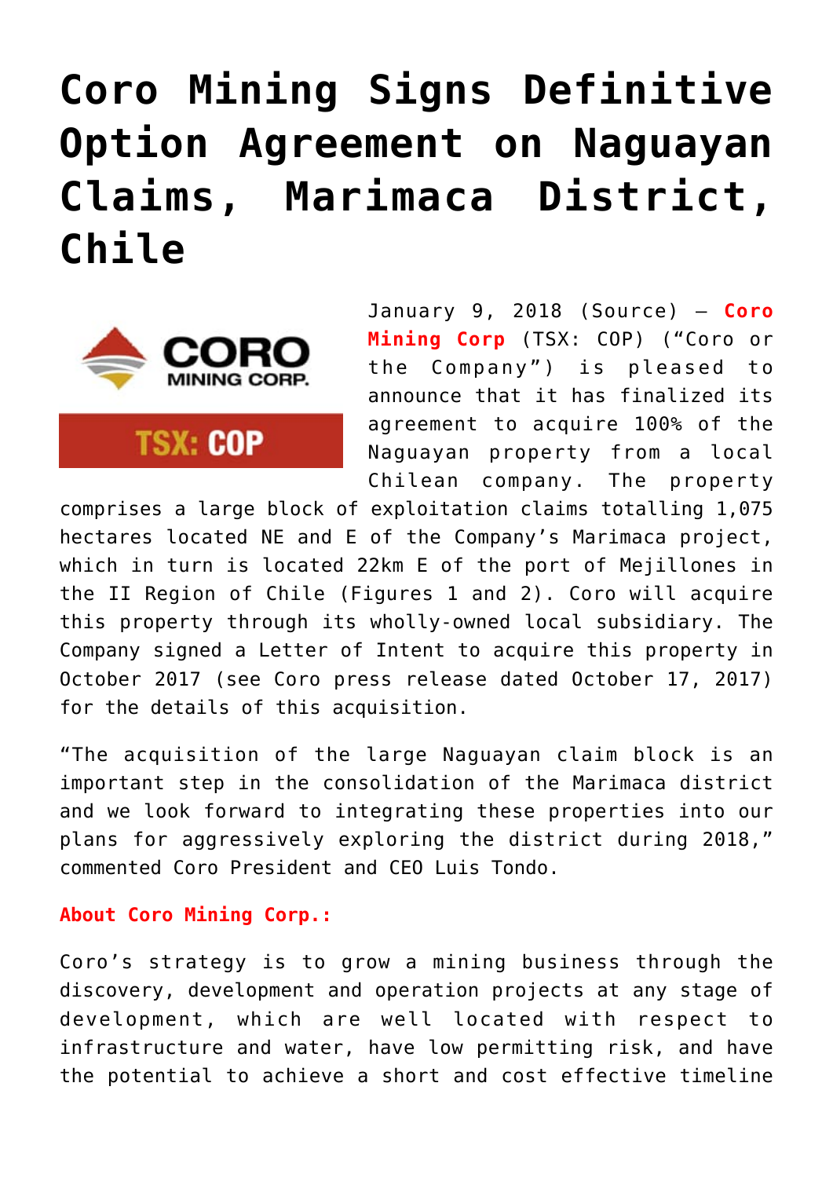# Coro Mining Signs Definitive Option Agreement on Naguayan Claims, Marimaca District, Chile

January 9, 2018 (Source) — **Coro Mining Corp** (TSX: COP) ("Coro or the Company") is pleased to announce that it has finalized its agreement to acquire 100% of the Naguayan property from a local Chilean company. The property comprises a large block of exploitation claims totalling 1,075 hectares located NE and E of the Company's Marimaca project, which in turn is located 22km E of the port of Mejillones in the II Region of Chile (Figures 1 and 2). Coro will acquire this property through its wholly-owned local subsidiary. The Company signed a Letter of Intent to acquire this property in October 2017 (see Coro press release dated October 17, 2017) for the details of this acquisition.

"The acquisition of the large Naguayan claim block is an important step in the consolidation of the Marimaca district and we look forward to integrating these properties into our plans for aggressively exploring the district during 2018," commented Coro President and CEO Luis Tondo.

**About Coro Mining Corp.:**

Coro's strategy is to grow a mining business through the discovery, development and operation projects at any stage of development, which are well located with respect to infrastructure and water, have low permitting risk, and have the potential to achieve a short and cost effective timeline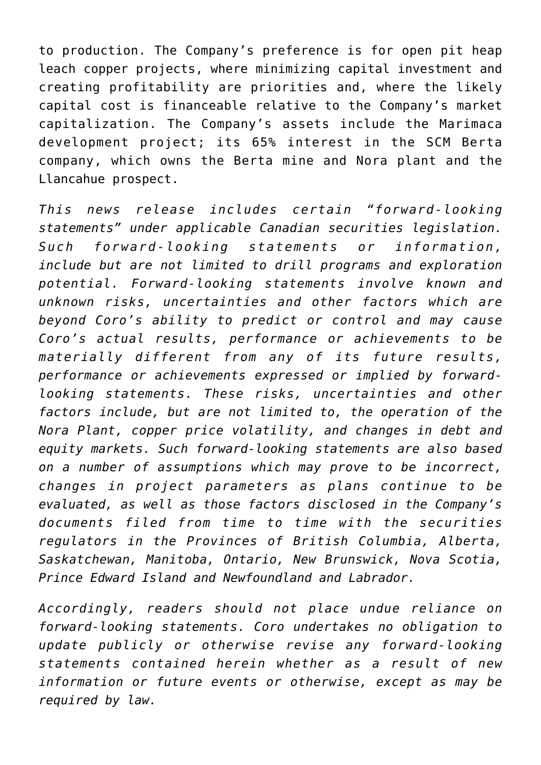to production. The Company's preference is for open pit heap leach copper projects, where minimizing capital investment and creating profitability are priorities and, where the likely capital cost is financeable relative to the Company's market capitalization. The Company's assets include the Marimaca development project; its 65% interest in the SCM Berta company, which owns the Berta mine and Nora plant and the Llancahue prospect.

*This news release includes certain "forward-looking statements" under applicable Canadian securities legislation. Such forward-looking statements or information, include but are not limited to drill programs and exploration potential. Forward-looking statements involve known and unknown risks, uncertainties and other factors which are beyond Coro's ability to predict or control and may cause Coro's actual results, performance or achievements to be materially different from any of its future results, performance or achievements expressed or implied by forward-looking statements. These risks, uncertainties and other factors include, but are not limited to, the operation of the Nora Plant, copper price volatility, and changes in debt and equity markets. Such forward-looking statements are also based on a number of assumptions which may prove to be incorrect, changes in project parameters as plans continue to be evaluated, as well as those factors disclosed in the Company's documents filed from time to time with the securities regulators in the Provinces of British Columbia, Alberta, Saskatchewan, Manitoba, Ontario, New Brunswick, Nova Scotia, Prince Edward Island and Newfoundland and Labrador.*

*Accordingly, readers should not place undue reliance on forward-looking statements. Coro undertakes no obligation to update publicly or otherwise revise any forward-looking statements contained herein whether as a result of new information or future events or otherwise, except as may be required by law.*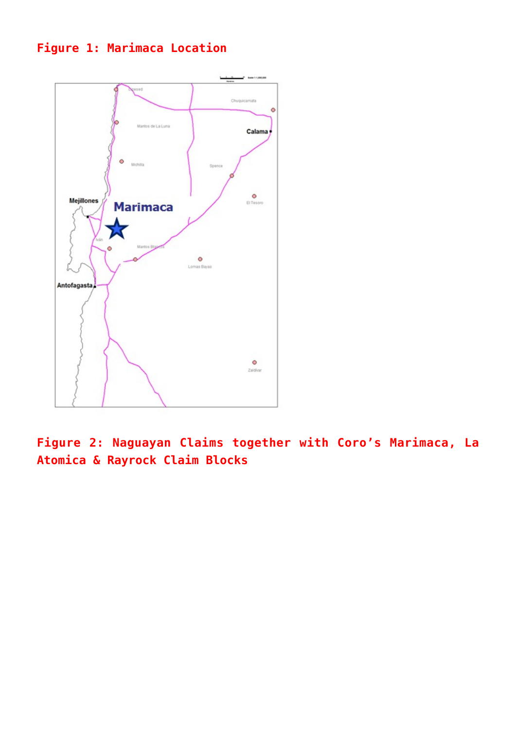**Figure 1: Marimaca Location**

**Figure 2: Naguayan Claims together with Coro's Marimaca, La Atomica & Rayrock Claim Blocks**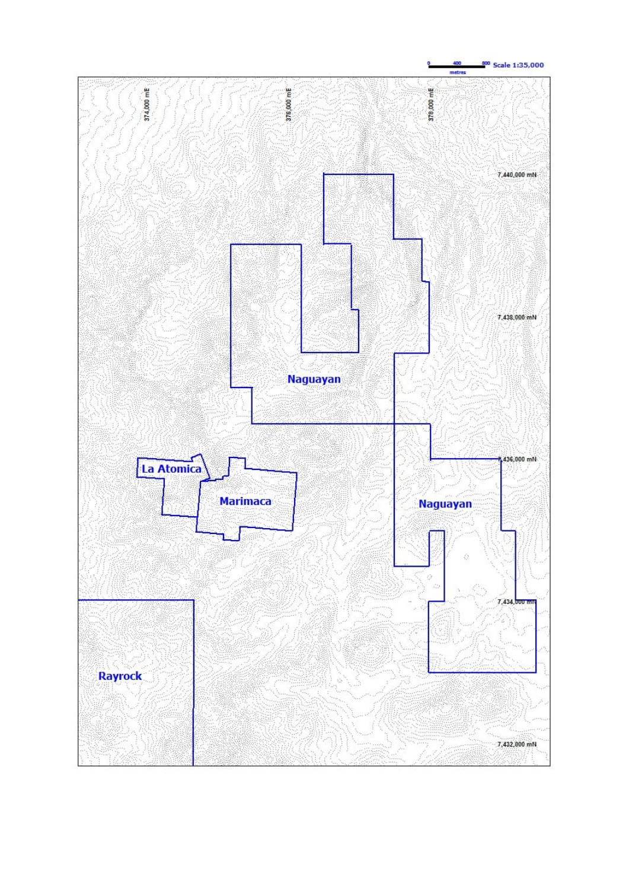0 400 800 Scale 1:35,000
metres

374,000 mE
376,000 mE
378,000 mE

7,440,000 mN
7,438,000 mN
7,436,000 mN
7,434,000 mN
7,432,000 mN

Naguayan
La Atomica
Marimaca
Naguayan
Rayrock